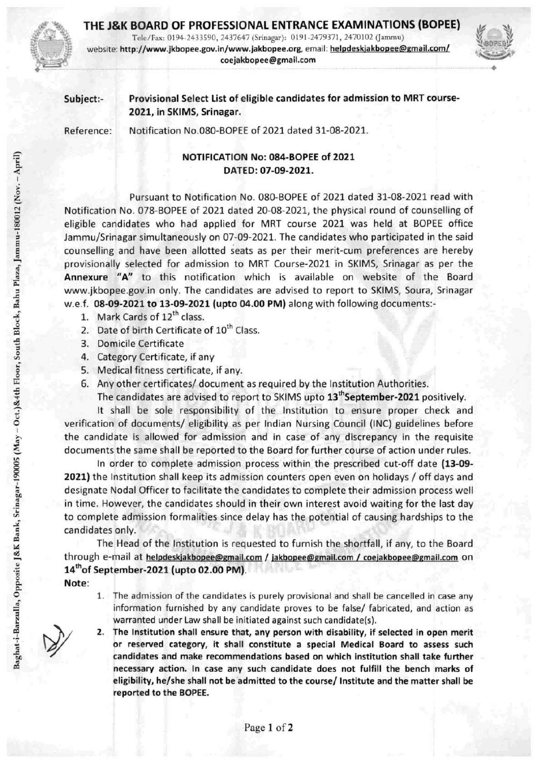# THE J&K BOARD OF PROFESSIONAL ENTRANCE EXAMINATIONS (BOPEE)

Tele/Fax: 0194-2433590, 2437647 (Srinagar): 0191-2479371, 2470102 (Jammu)
website: http://www.jkbopee.gov.in/www.jakbopee.org, email: helpdeskjakbopee@gmail.com/ coejakbopee@gmail.com

**Subject:-** **Provisional Select List of eligible candidates for admission to MRT course-2021, in SKIMS, Srinagar.**

Reference: Notification No.080-BOPEE of 2021 dated 31-08-2021.

**NOTIFICATION No: 084-BOPEE of 2021**
**DATED: 07-09-2021.**

Pursuant to Notification No. 080-BOPEE of 2021 dated 31-08-2021 read with Notification No. 078-BOPEE of 2021 dated 20-08-2021, the physical round of counselling of eligible candidates who had applied for MRT course 2021 was held at BOPEE office Jammu/Srinagar simultaneously on 07-09-2021. The candidates who participated in the said counselling and have been allotted seats as per their merit-cum preferences are hereby provisionally selected for admission to MRT Course-2021 in SKIMS, Srinagar as per the **Annexure "A"** to this notification which is available on website of the Board www.jkbopee.gov.in only. The candidates are advised to report to SKIMS, Soura, Srinagar w.e.f. **08-09-2021 to 13-09-2021 (upto 04.00 PM)** along with following documents:-

1. Mark Cards of 12th class.
2. Date of birth Certificate of 10th Class.
3. Domicile Certificate
4. Category Certificate, if any
5. Medical fitness certificate, if any.
6. Any other certificates/ document as required by the Institution Authorities.

The candidates are advised to report to SKIMS upto **13th September-2021** positively.

It shall be sole responsibility of the Institution to ensure proper check and verification of documents/ eligibility as per Indian Nursing Council (INC) guidelines before the candidate is allowed for admission and in case of any discrepancy in the requisite documents the same shall be reported to the Board for further course of action under rules.

In order to complete admission process within the prescribed cut-off date **(13-09-2021)** the Institution shall keep its admission counters open even on holidays / off days and designate Nodal Officer to facilitate the candidates to complete their admission process well in time. However, the candidates should in their own interest avoid waiting for the last day to complete admission formalities since delay has the potential of causing hardships to the candidates only.

The Head of the Institution is requested to furnish the shortfall, if any, to the Board through e-mail at helpdeskjakbopee@gmail.com / jakbopee@gmail.com / coejakbopee@gmail.com on **14th of September-2021 (upto 02.00 PM)**.

**Note**:

1. The admission of the candidates is purely provisional and shall be cancelled in case any information furnished by any candidate proves to be false/ fabricated, and action as warranted under Law shall be initiated against such candidate(s).
2. **The Institution shall ensure that, any person with disability, if selected in open merit or reserved category, it shall constitute a special Medical Board to assess such candidates and make recommendations based on which institution shall take further necessary action. In case any such candidate does not fulfill the bench marks of eligibility, he/she shall not be admitted to the course/ Institute and the matter shall be reported to the BOPEE.**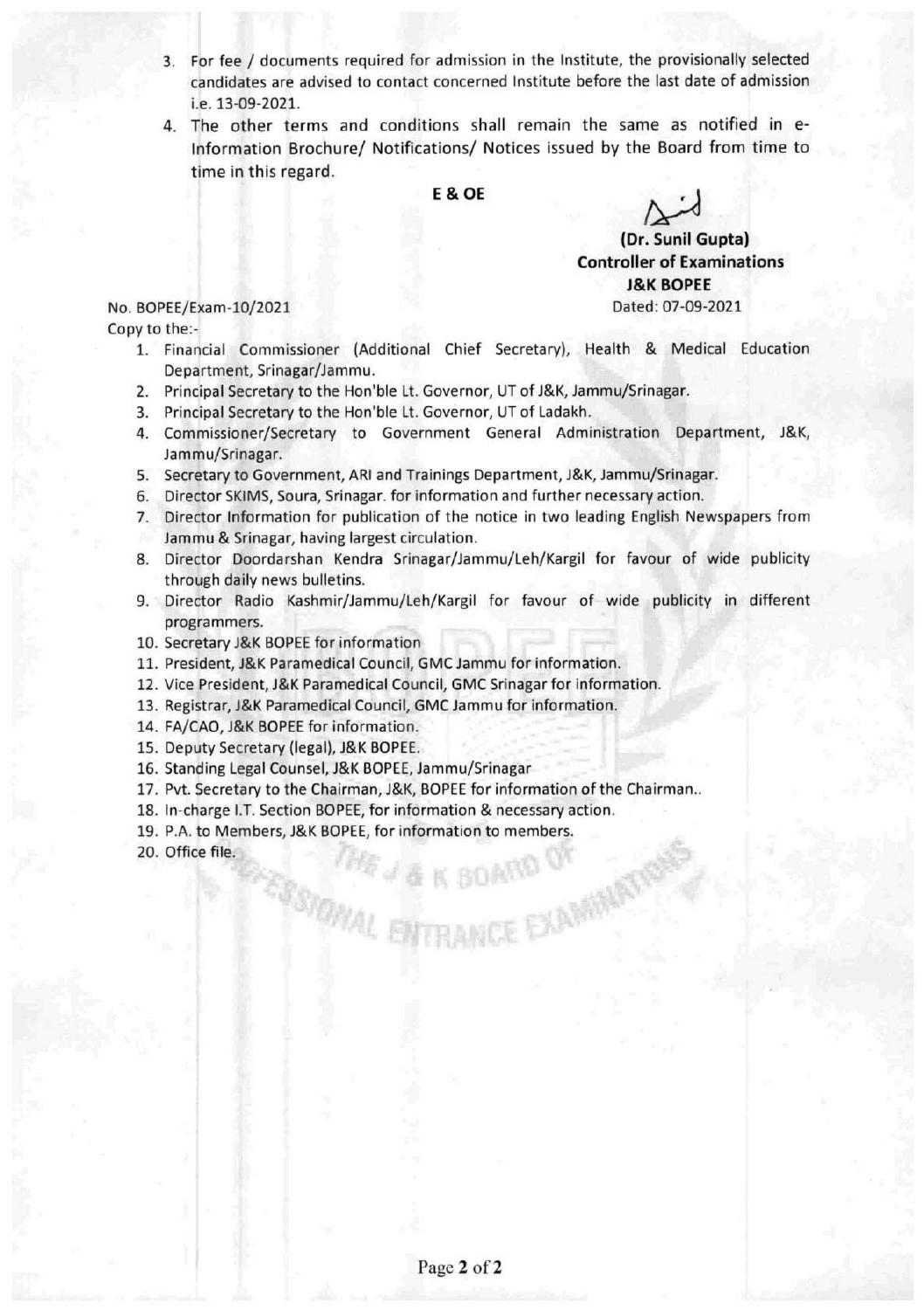3. For fee / documents required for admission in the Institute, the provisionally selected candidates are advised to contact concerned Institute before the last date of admission i.e. 13-09-2021.
4. The other terms and conditions shall remain the same as notified in e-Information Brochure/ Notifications/ Notices issued by the Board from time to time in this regard.

**E & OE**

**(Dr. Sunil Gupta)**
**Controller of Examinations**
**J&K BOPEE**

No. BOPEE/Exam-10/2021

Dated: 07-09-2021

Copy to the:-

1. Financial Commissioner (Additional Chief Secretary), Health & Medical Education Department, Srinagar/Jammu.
2. Principal Secretary to the Hon'ble Lt. Governor, UT of J&K, Jammu/Srinagar.
3. Principal Secretary to the Hon'ble Lt. Governor, UT of Ladakh.
4. Commissioner/Secretary to Government General Administration Department, J&K, Jammu/Srinagar.
5. Secretary to Government, ARI and Trainings Department, J&K, Jammu/Srinagar.
6. Director SKIMS, Soura, Srinagar. for information and further necessary action.
7. Director Information for publication of the notice in two leading English Newspapers from Jammu & Srinagar, having largest circulation.
8. Director Doordarshan Kendra Srinagar/Jammu/Leh/Kargil for favour of wide publicity through daily news bulletins.
9. Director Radio Kashmir/Jammu/Leh/Kargil for favour of wide publicity in different programmers.
10. Secretary J&K BOPEE for information
11. President, J&K Paramedical Council, GMC Jammu for information.
12. Vice President, J&K Paramedical Council, GMC Srinagar for information.
13. Registrar, J&K Paramedical Council, GMC Jammu for information.
14. FA/CAO, J&K BOPEE for information.
15. Deputy Secretary (legal), J&K BOPEE.
16. Standing Legal Counsel, J&K BOPEE, Jammu/Srinagar
17. Pvt. Secretary to the Chairman, J&K, BOPEE for information of the Chairman..
18. In-charge I.T. Section BOPEE, for information & necessary action.
19. P.A. to Members, J&K BOPEE, for information to members.
20. Office file.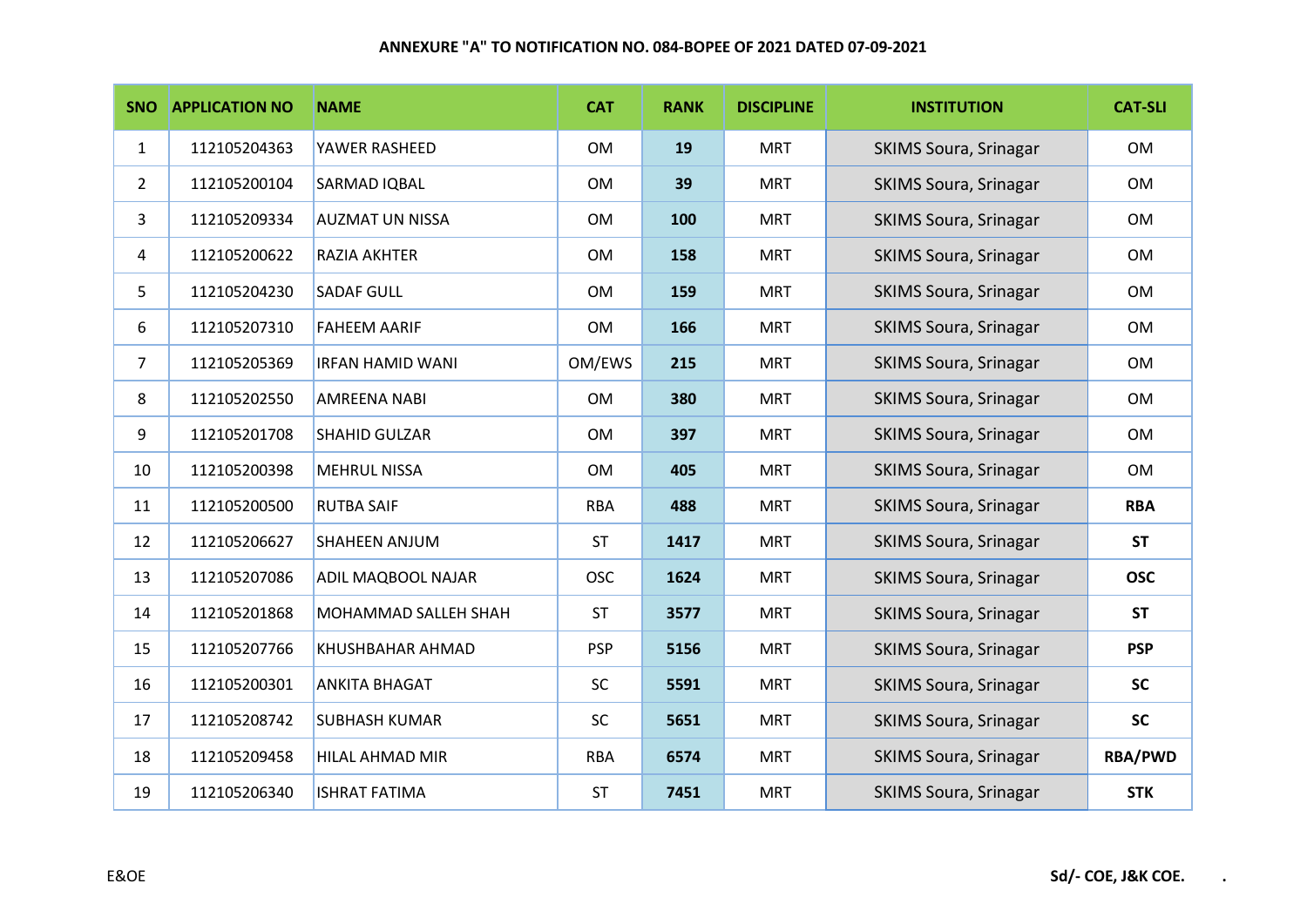**ANNEXURE "A" TO NOTIFICATION NO. 084-BOPEE OF 2021 DATED 07-09-2021**

| SNO | APPLICATION NO | NAME | CAT | RANK | DISCIPLINE | INSTITUTION | CAT-SLI |
|---|---|---|---|---|---|---|---|
| 1 | 112105204363 | YAWER RASHEED | OM | **19** | MRT | SKIMS Soura, Srinagar | OM |
| 2 | 112105200104 | SARMAD IQBAL | OM | **39** | MRT | SKIMS Soura, Srinagar | OM |
| 3 | 112105209334 | AUZMAT UN NISSA | OM | **100** | MRT | SKIMS Soura, Srinagar | OM |
| 4 | 112105200622 | RAZIA AKHTER | OM | **158** | MRT | SKIMS Soura, Srinagar | OM |
| 5 | 112105204230 | SADAF GULL | OM | **159** | MRT | SKIMS Soura, Srinagar | OM |
| 6 | 112105207310 | FAHEEM AARIF | OM | **166** | MRT | SKIMS Soura, Srinagar | OM |
| 7 | 112105205369 | IRFAN HAMID WANI | OM/EWS | **215** | MRT | SKIMS Soura, Srinagar | OM |
| 8 | 112105202550 | AMREENA NABI | OM | **380** | MRT | SKIMS Soura, Srinagar | OM |
| 9 | 112105201708 | SHAHID GULZAR | OM | **397** | MRT | SKIMS Soura, Srinagar | OM |
| 10 | 112105200398 | MEHRUL NISSA | OM | **405** | MRT | SKIMS Soura, Srinagar | OM |
| 11 | 112105200500 | RUTBA SAIF | RBA | **488** | MRT | SKIMS Soura, Srinagar | **RBA** |
| 12 | 112105206627 | SHAHEEN ANJUM | ST | **1417** | MRT | SKIMS Soura, Srinagar | **ST** |
| 13 | 112105207086 | ADIL MAQBOOL NAJAR | OSC | **1624** | MRT | SKIMS Soura, Srinagar | **OSC** |
| 14 | 112105201868 | MOHAMMAD SALLEH SHAH | ST | **3577** | MRT | SKIMS Soura, Srinagar | **ST** |
| 15 | 112105207766 | KHUSHBAHAR AHMAD | PSP | **5156** | MRT | SKIMS Soura, Srinagar | **PSP** |
| 16 | 112105200301 | ANKITA BHAGAT | SC | **5591** | MRT | SKIMS Soura, Srinagar | **SC** |
| 17 | 112105208742 | SUBHASH KUMAR | SC | **5651** | MRT | SKIMS Soura, Srinagar | **SC** |
| 18 | 112105209458 | HILAL AHMAD MIR | RBA | **6574** | MRT | SKIMS Soura, Srinagar | **RBA/PWD** |
| 19 | 112105206340 | ISHRAT FATIMA | ST | **7451** | MRT | SKIMS Soura, Srinagar | **STK** |

E&OE

**Sd/- COE, J&K COE.**